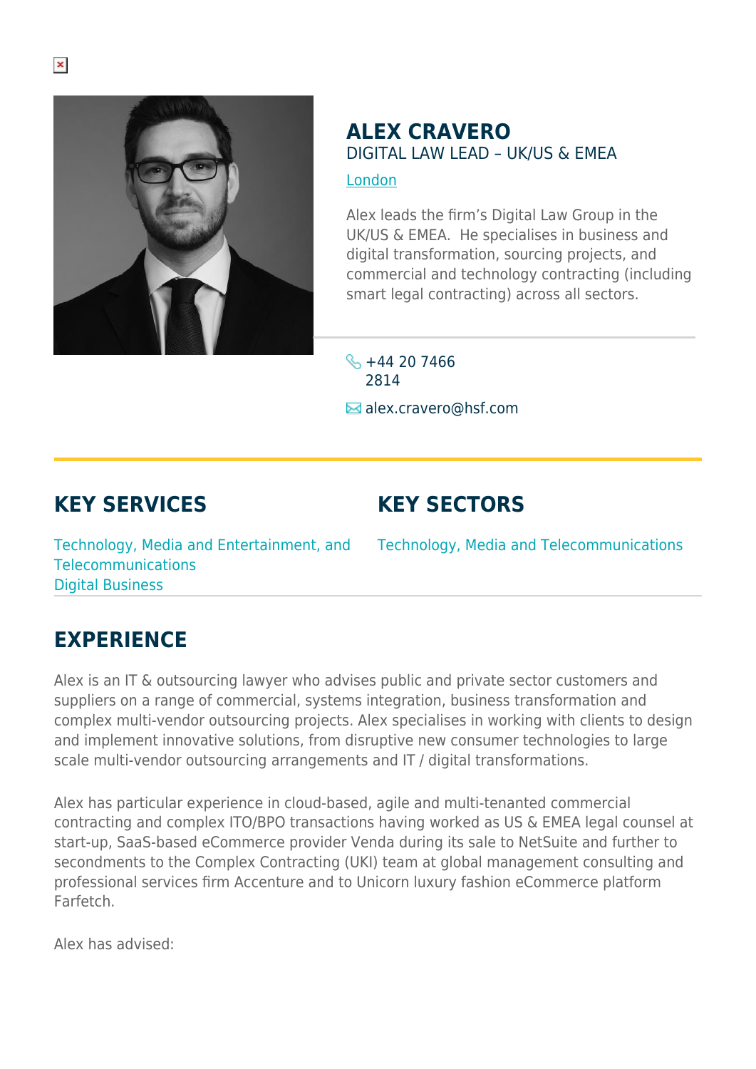# ALEX CRAVERO

DIGITAL LAW LEAD – UK/US & EMEA

London

Alex leads the firm's Digital Law Group in the UK/US & EMEA. He specialises in business and digital transformation, sourcing projects, and commercial and technology contracting (including smart legal contracting) across all sectors.

+44 20 7466 2814

alex.cravero@hsf.com

## KEY SERVICES

Technology, Media and Entertainment, and Telecommunications

Digital Business

## KEY SECTORS

Technology, Media and Telecommunications

## EXPERIENCE

Alex is an IT & outsourcing lawyer who advises public and private sector customers and suppliers on a range of commercial, systems integration, business transformation and complex multi-vendor outsourcing projects. Alex specialises in working with clients to design and implement innovative solutions, from disruptive new consumer technologies to large scale multi-vendor outsourcing arrangements and IT / digital transformations.

Alex has particular experience in cloud-based, agile and multi-tenanted commercial contracting and complex ITO/BPO transactions having worked as US & EMEA legal counsel at start-up, SaaS-based eCommerce provider Venda during its sale to NetSuite and further to secondments to the Complex Contracting (UKI) team at global management consulting and professional services firm Accenture and to Unicorn luxury fashion eCommerce platform Farfetch.

Alex has advised: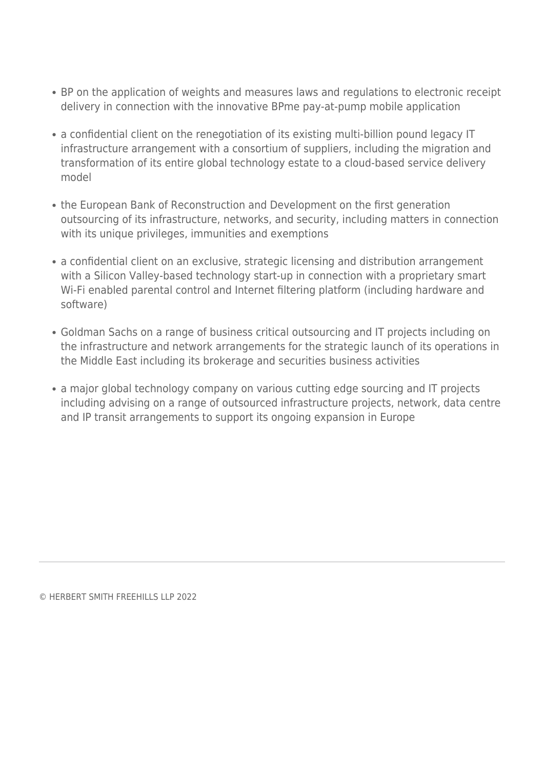- BP on the application of weights and measures laws and regulations to electronic receipt delivery in connection with the innovative BPme pay-at-pump mobile application
- a confidential client on the renegotiation of its existing multi-billion pound legacy IT infrastructure arrangement with a consortium of suppliers, including the migration and transformation of its entire global technology estate to a cloud-based service delivery model
- the European Bank of Reconstruction and Development on the first generation outsourcing of its infrastructure, networks, and security, including matters in connection with its unique privileges, immunities and exemptions
- a confidential client on an exclusive, strategic licensing and distribution arrangement with a Silicon Valley-based technology start-up in connection with a proprietary smart Wi-Fi enabled parental control and Internet filtering platform (including hardware and software)
- Goldman Sachs on a range of business critical outsourcing and IT projects including on the infrastructure and network arrangements for the strategic launch of its operations in the Middle East including its brokerage and securities business activities
- a major global technology company on various cutting edge sourcing and IT projects including advising on a range of outsourced infrastructure projects, network, data centre and IP transit arrangements to support its ongoing expansion in Europe

© HERBERT SMITH FREEHILLS LLP 2022